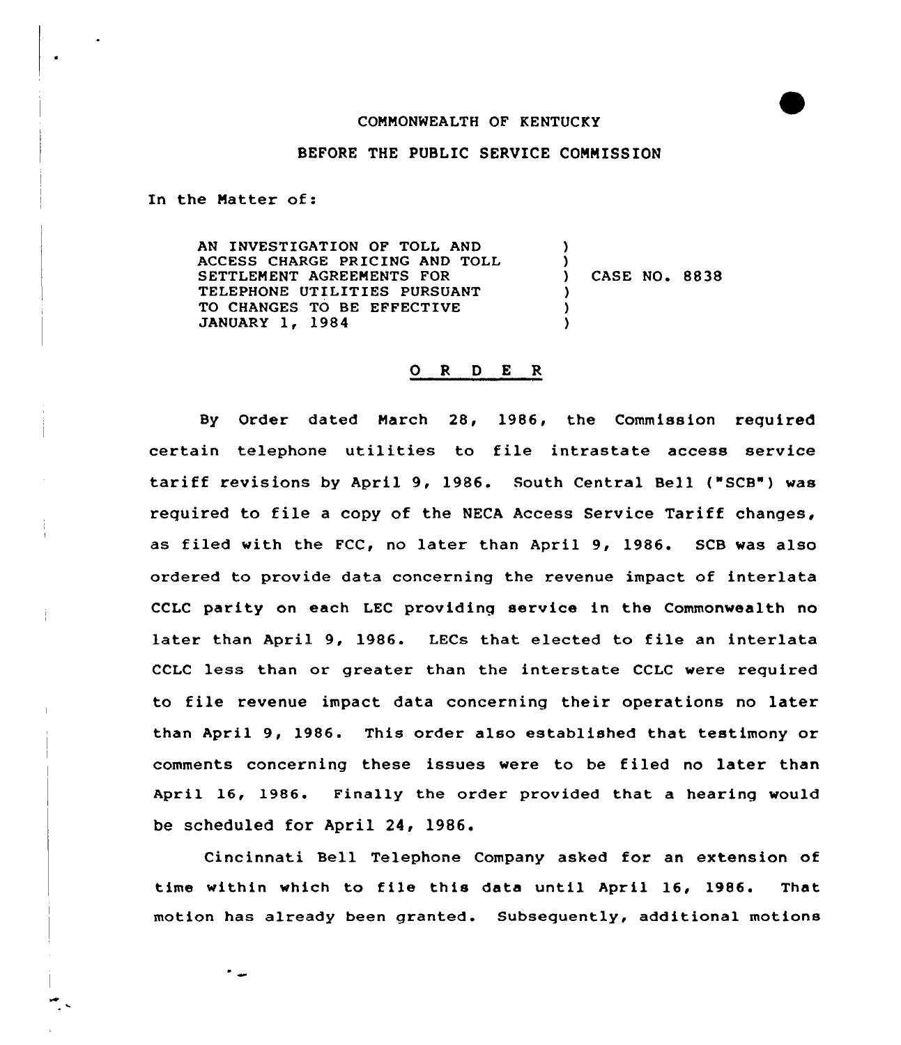COMMONWEALTH OF KENTUCKY

BEFORE THE PUBLIC SERVICE COMMISSION

In the Matter of:

| | | |
|---|---|---|
| AN INVESTIGATION OF TOLL AND ACCESS CHARGE PRICING AND TOLL SETTLEMENT AGREEMENTS FOR TELEPHONE UTILITIES PURSUANT TO CHANGES TO BE EFFECTIVE JANUARY 1, 1984 | ) | CASE NO. 8838 |

## O R D E R

By Order dated March 28, 1986, the Commission required certain telephone utilities to file intrastate access service tariff revisions by April 9, 1986. South Central Bell ("SCB") was required to file a copy of the NECA Access Service Tariff changes, as filed with the FCC, no later than April 9, 1986. SCB was also ordered to provide data concerning the revenue impact of interlata CCLC parity on each LEC providing service in the Commonwealth no later than April 9, 1986. LECs that elected to file an interlata CCLC less than or greater than the interstate CCLC were required to file revenue impact data concerning their operations no later than April 9, 1986. This order also established that testimony or comments concerning these issues were to be filed no later than April 16, 1986. Finally the order provided that a hearing would be scheduled for April 24, 1986.

Cincinnati Bell Telephone Company asked for an extension of time within which to file this data until April 16, 1986. That motion has already been granted. Subsequently, additional motions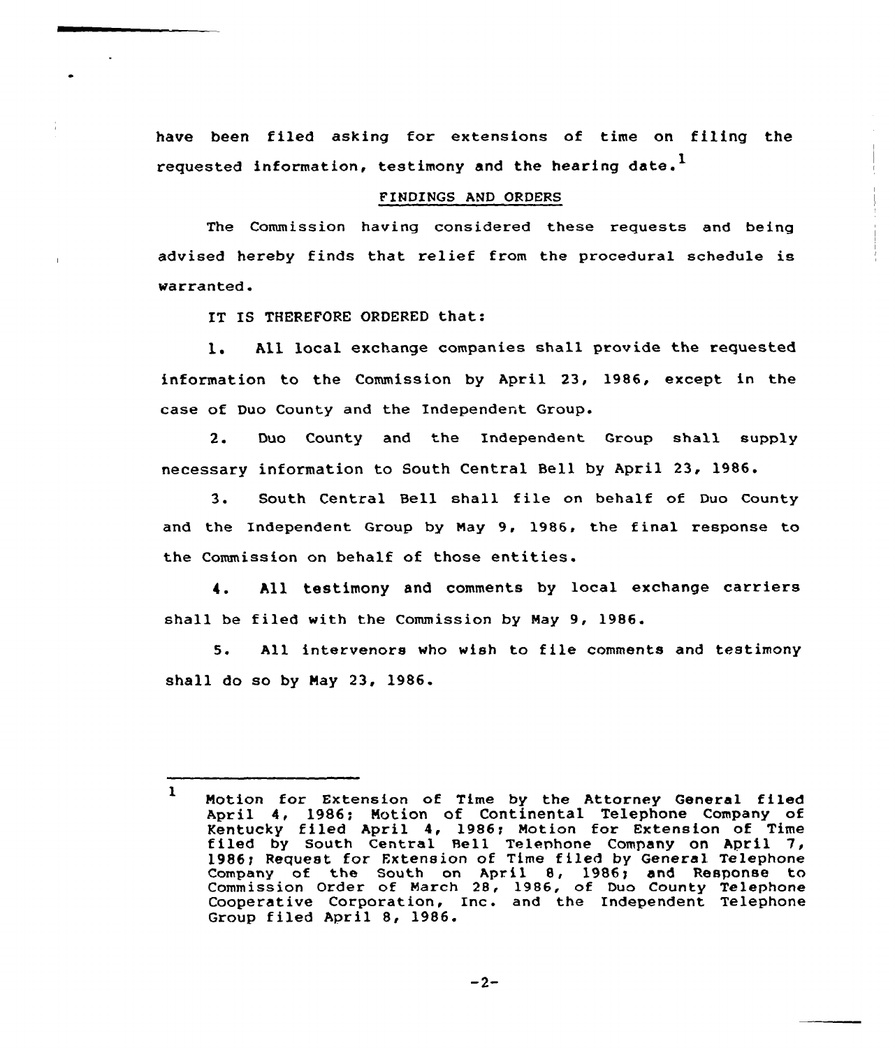have been filed asking for extensions of time on filing the requested information, testimony and the hearing date.[1]

## FINDINGS AND ORDERS

The Commission having considered these requests and being advised hereby finds that relief from the procedural schedule is warranted.

IT IS THEREFORE ORDERED that:

1. All local exchange companies shall provide the requested information to the Commission by April 23, 1986, except in the case of Duo County and the Independent Group.

2. Duo County and the Independent Group shall supply necessary information to South Central Bell by April 23, 1986.

3. South Central Bell shall file on behalf of Duo County and the Independent Group by May 9, 1986, the final response to the Commission on behalf of those entities.

4. All testimony and comments by local exchange carriers shall be filed with the Commission by May 9, 1986.

5. All intervenors who wish to file comments and testimony shall do so by May 23, 1986.

---

[1] Motion for Extension of Time by the Attorney General filed April 4, 1986; Motion of Continental Telephone Company of Kentucky filed April 4, 1986; Motion for Extension of Time filed by South Central Bell Telephone Company on April 7, 1986; Request for Extension of Time filed by General Telephone Company of the South on April 8, 1986; and Response to Commission Order of March 28, 1986, of Duo County Telephone Cooperative Corporation, Inc. and the Independent Telephone Group filed April 8, 1986.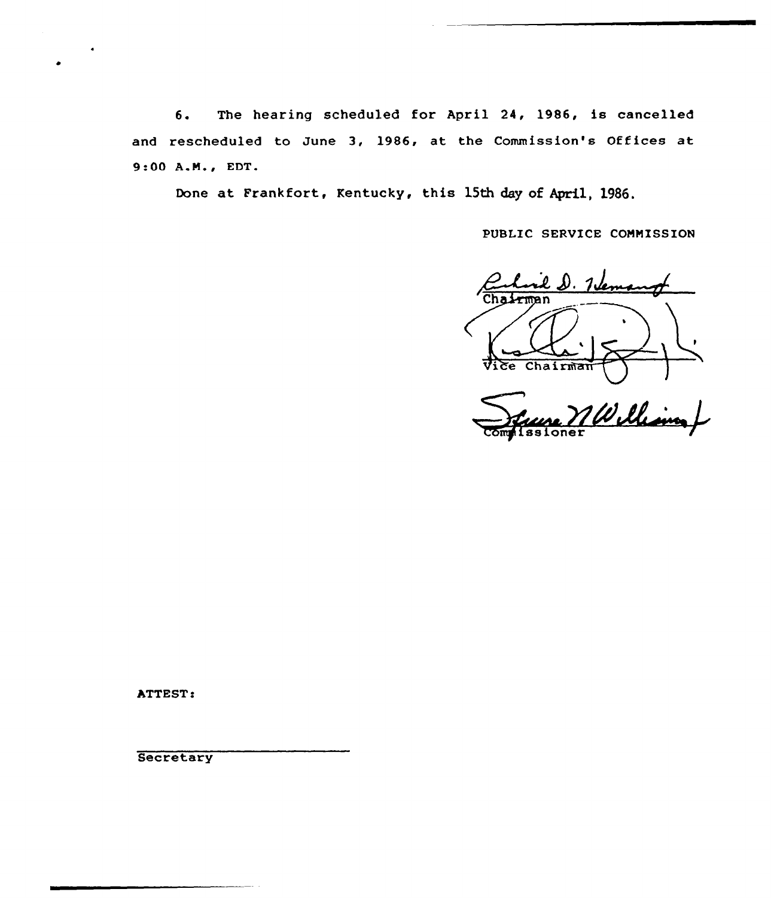6. The hearing scheduled for April 24, 1986, is cancelled and rescheduled to June 3, 1986, at the Commission's Offices at 9:00 A.M., EDT.

Done at Frankfort, Kentucky, this 15th day of April, 1986.

PUBLIC SERVICE COMMISSION

Chairman

Vice Chairman

Commissioner

ATTEST:

Secretary